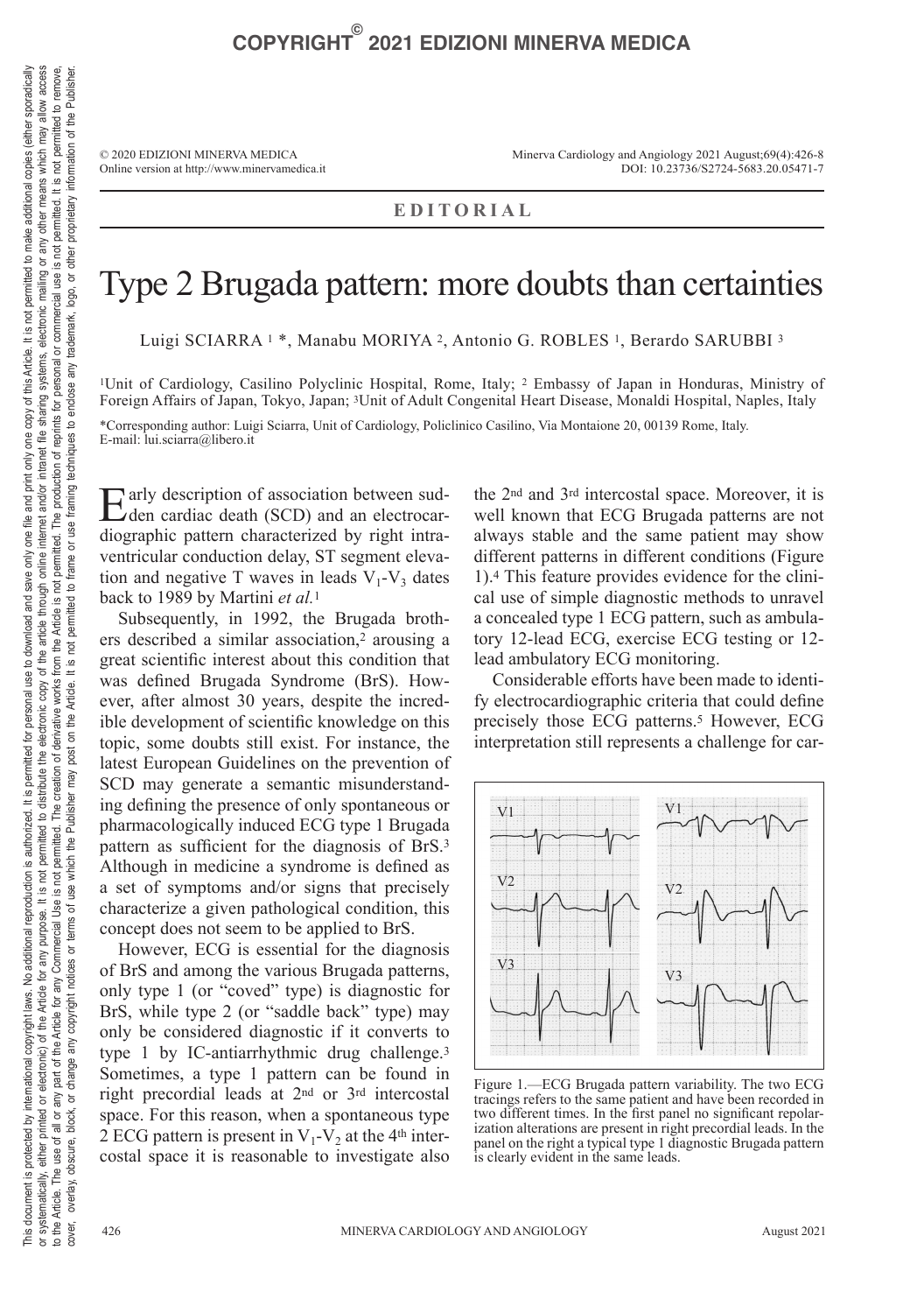EDITORIAL

# Type 2 Brugada pattern: more doubts than certainties

Luigi SCIARRA [1] *, Manabu MORIYA [2], Antonio G. ROBLES [1], Berardo SARUBBI [3]

[1]Unit of Cardiology, Casilino Polyclinic Hospital, Rome, Italy; [2] Embassy of Japan in Honduras, Ministry of Foreign Affairs of Japan, Tokyo, Japan; [3]Unit of Adult Congenital Heart Disease, Monaldi Hospital, Naples, Italy

*Corresponding author: Luigi Sciarra, Unit of Cardiology, Policlinico Casilino, Via Montaione 20, 00139 Rome, Italy. E-mail: lui.sciarra@libero.it

Early description of association between sudden cardiac death (SCD) and an electrocardiographic pattern characterized by right intraventricular conduction delay, ST segment elevation and negative T waves in leads $V_1$-$V_3$ dates back to 1989 by Martini *et al.*[1]

Subsequently, in 1992, the Brugada brothers described a similar association,[2] arousing a great scientific interest about this condition that was defined Brugada Syndrome (BrS). However, after almost 30 years, despite the incredible development of scientific knowledge on this topic, some doubts still exist. For instance, the latest European Guidelines on the prevention of SCD may generate a semantic misunderstanding defining the presence of only spontaneous or pharmacologically induced ECG type 1 Brugada pattern as sufficient for the diagnosis of BrS.[3] Although in medicine a syndrome is defined as a set of symptoms and/or signs that precisely characterize a given pathological condition, this concept does not seem to be applied to BrS.

However, ECG is essential for the diagnosis of BrS and among the various Brugada patterns, only type 1 (or "coved" type) is diagnostic for BrS, while type 2 (or "saddle back" type) may only be considered diagnostic if it converts to type 1 by IC-antiarrhythmic drug challenge.[3] Sometimes, a type 1 pattern can be found in right precordial leads at 2nd or 3rd intercostal space. For this reason, when a spontaneous type 2 ECG pattern is present in $V_1$-$V_2$ at the 4th intercostal space it is reasonable to investigate also the 2nd and 3rd intercostal space. Moreover, it is well known that ECG Brugada patterns are not always stable and the same patient may show different patterns in different conditions (Figure 1).[4] This feature provides evidence for the clinical use of simple diagnostic methods to unravel a concealed type 1 ECG pattern, such as ambulatory 12-lead ECG, exercise ECG testing or 12-lead ambulatory ECG monitoring.

Considerable efforts have been made to identify electrocardiographic criteria that could define precisely those ECG patterns.[5] However, ECG interpretation still represents a challenge for car-

Figure 1.—ECG Brugada pattern variability. The two ECG tracings refers to the same patient and have been recorded in two different times. In the first panel no significant repolarization alterations are present in right precordial leads. In the panel on the right a typical type 1 diagnostic Brugada pattern is clearly evident in the same leads.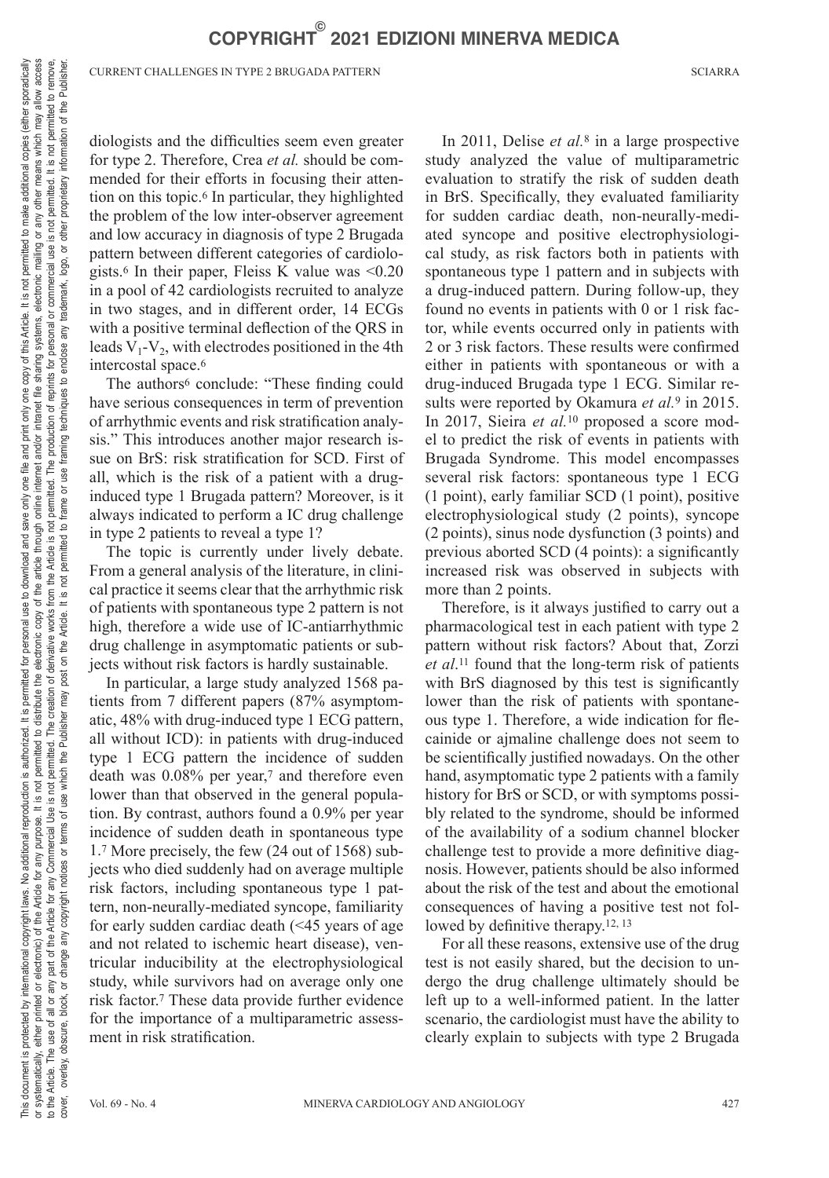diologists and the difficulties seem even greater for type 2. Therefore, Crea *et al.* should be commended for their efforts in focusing their attention on this topic.[6] In particular, they highlighted the problem of the low inter-observer agreement and low accuracy in diagnosis of type 2 Brugada pattern between different categories of cardiologists.[6] In their paper, Fleiss K value was <0.20 in a pool of 42 cardiologists recruited to analyze in two stages, and in different order, 14 ECGs with a positive terminal deflection of the QRS in leads $V_1$-$V_2$, with electrodes positioned in the 4th intercostal space.[6]

The authors[6] conclude: "These finding could have serious consequences in term of prevention of arrhythmic events and risk stratification analysis." This introduces another major research issue on BrS: risk stratification for SCD. First of all, which is the risk of a patient with a drug-induced type 1 Brugada pattern? Moreover, is it always indicated to perform a IC drug challenge in type 2 patients to reveal a type 1?

The topic is currently under lively debate. From a general analysis of the literature, in clinical practice it seems clear that the arrhythmic risk of patients with spontaneous type 2 pattern is not high, therefore a wide use of IC-antiarrhythmic drug challenge in asymptomatic patients or subjects without risk factors is hardly sustainable.

In particular, a large study analyzed 1568 patients from 7 different papers (87% asymptomatic, 48% with drug-induced type 1 ECG pattern, all without ICD): in patients with drug-induced type 1 ECG pattern the incidence of sudden death was 0.08% per year,[7] and therefore even lower than that observed in the general population. By contrast, authors found a 0.9% per year incidence of sudden death in spontaneous type 1.[7] More precisely, the few (24 out of 1568) subjects who died suddenly had on average multiple risk factors, including spontaneous type 1 pattern, non-neurally-mediated syncope, familiarity for early sudden cardiac death (<45 years of age and not related to ischemic heart disease), ventricular inducibility at the electrophysiological study, while survivors had on average only one risk factor.[7] These data provide further evidence for the importance of a multiparametric assessment in risk stratification.

In 2011, Delise *et al.*[8] in a large prospective study analyzed the value of multiparametric evaluation to stratify the risk of sudden death in BrS. Specifically, they evaluated familiarity for sudden cardiac death, non-neurally-mediated syncope and positive electrophysiological study, as risk factors both in patients with spontaneous type 1 pattern and in subjects with a drug-induced pattern. During follow-up, they found no events in patients with 0 or 1 risk factor, while events occurred only in patients with 2 or 3 risk factors. These results were confirmed either in patients with spontaneous or with a drug-induced Brugada type 1 ECG. Similar results were reported by Okamura *et al.*[9] in 2015. In 2017, Sieira *et al.*[10] proposed a score model to predict the risk of events in patients with Brugada Syndrome. This model encompasses several risk factors: spontaneous type 1 ECG (1 point), early familiar SCD (1 point), positive electrophysiological study (2 points), syncope (2 points), sinus node dysfunction (3 points) and previous aborted SCD (4 points): a significantly increased risk was observed in subjects with more than 2 points.

Therefore, is it always justified to carry out a pharmacological test in each patient with type 2 pattern without risk factors? About that, Zorzi *et al.*[11] found that the long-term risk of patients with BrS diagnosed by this test is significantly lower than the risk of patients with spontaneous type 1. Therefore, a wide indication for flecainide or ajmaline challenge does not seem to be scientifically justified nowadays. On the other hand, asymptomatic type 2 patients with a family history for BrS or SCD, or with symptoms possibly related to the syndrome, should be informed of the availability of a sodium channel blocker challenge test to provide a more definitive diagnosis. However, patients should be also informed about the risk of the test and about the emotional consequences of having a positive test not followed by definitive therapy.[12, 13]

For all these reasons, extensive use of the drug test is not easily shared, but the decision to undergo the drug challenge ultimately should be left up to a well-informed patient. In the latter scenario, the cardiologist must have the ability to clearly explain to subjects with type 2 Brugada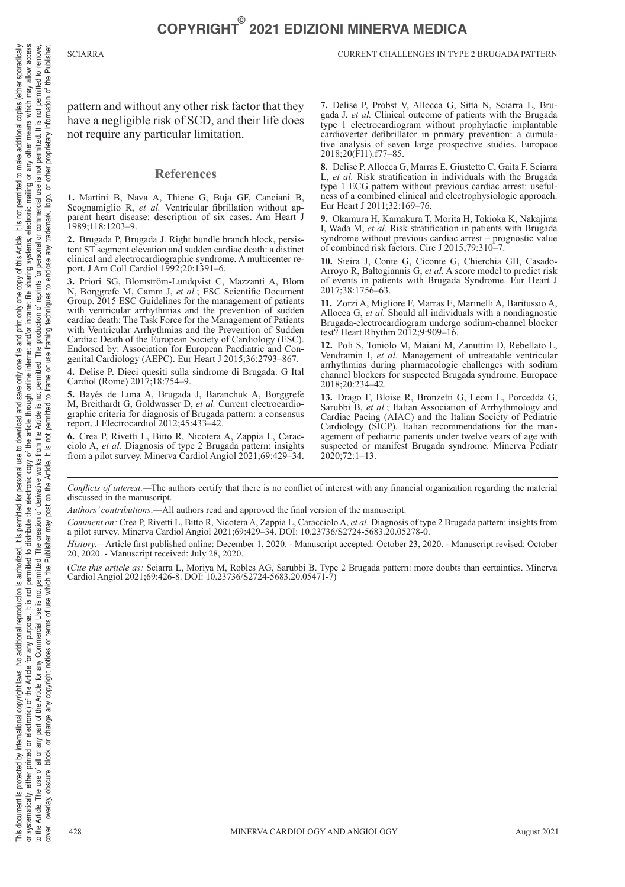pattern and without any other risk factor that they have a negligible risk of SCD, and their life does not require any particular limitation.

## References

**1.** Martini B, Nava A, Thiene G, Buja GF, Canciani B, Scognamiglio R, *et al.* Ventricular fibrillation without apparent heart disease: description of six cases. Am Heart J 1989;118:1203–9.

**2.** Brugada P, Brugada J. Right bundle branch block, persistent ST segment elevation and sudden cardiac death: a distinct clinical and electrocardiographic syndrome. A multicenter report. J Am Coll Cardiol 1992;20:1391–6.

**3.** Priori SG, Blomström-Lundqvist C, Mazzanti A, Blom N, Borggrefe M, Camm J, *et al.*; ESC Scientific Document Group. 2015 ESC Guidelines for the management of patients with ventricular arrhythmias and the prevention of sudden cardiac death: The Task Force for the Management of Patients with Ventricular Arrhythmias and the Prevention of Sudden Cardiac Death of the European Society of Cardiology (ESC). Endorsed by: Association for European Paediatric and Congenital Cardiology (AEPC). Eur Heart J 2015;36:2793–867.

**4.** Delise P. Dieci quesiti sulla sindrome di Brugada. G Ital Cardiol (Rome) 2017;18:754–9.

**5.** Bayés de Luna A, Brugada J, Baranchuk A, Borggrefe M, Breithardt G, Goldwasser D, *et al.* Current electrocardiographic criteria for diagnosis of Brugada pattern: a consensus report. J Electrocardiol 2012;45:433–42.

**6.** Crea P, Rivetti L, Bitto R, Nicotera A, Zappia L, Caracciolo A, *et al.* Diagnosis of type 2 Brugada pattern: insights from a pilot survey. Minerva Cardiol Angiol 2021;69:429–34.

**7.** Delise P, Probst V, Allocca G, Sitta N, Sciarra L, Brugada J, *et al.* Clinical outcome of patients with the Brugada type 1 electrocardiogram without prophylactic implantable cardioverter defibrillator in primary prevention: a cumulative analysis of seven large prospective studies. Europace 2018;20(FI1):f77–85.

**8.** Delise P, Allocca G, Marras E, Giustetto C, Gaita F, Sciarra L, *et al.* Risk stratification in individuals with the Brugada type 1 ECG pattern without previous cardiac arrest: usefulness of a combined clinical and electrophysiologic approach. Eur Heart J 2011;32:169–76.

**9.** Okamura H, Kamakura T, Morita H, Tokioka K, Nakajima I, Wada M, *et al.* Risk stratification in patients with Brugada syndrome without previous cardiac arrest – prognostic value of combined risk factors. Circ J 2015;79:310–7.

**10.** Sieira J, Conte G, Ciconte G, Chierchia GB, Casado-Arroyo R, Baltogiannis G, *et al.* A score model to predict risk of events in patients with Brugada Syndrome. Eur Heart J 2017;38:1756–63.

**11.** Zorzi A, Migliore F, Marras E, Marinelli A, Baritussio A, Allocca G, *et al.* Should all individuals with a nondiagnostic Brugada-electrocardiogram undergo sodium-channel blocker test? Heart Rhythm 2012;9:909–16.

**12.** Poli S, Toniolo M, Maiani M, Zanuttini D, Rebellato L, Vendramin I, *et al.* Management of untreatable ventricular arrhythmias during pharmacologic challenges with sodium channel blockers for suspected Brugada syndrome. Europace 2018;20:234–42.

**13.** Drago F, Bloise R, Bronzetti G, Leoni L, Porcedda G, Sarubbi B, *et al.*; Italian Association of Arrhythmology and Cardiac Pacing (AIAC) and the Italian Society of Pediatric Cardiology (SICP). Italian recommendations for the management of pediatric patients under twelve years of age with suspected or manifest Brugada syndrome. Minerva Pediatr 2020;72:1–13.

---

*Conflicts of interest.*—The authors certify that there is no conflict of interest with any financial organization regarding the material discussed in the manuscript.

*Authors' contributions*.—All authors read and approved the final version of the manuscript.

*Comment on:* Crea P, Rivetti L, Bitto R, Nicotera A, Zappia L, Caracciolo A, *et al*. Diagnosis of type 2 Brugada pattern: insights from a pilot survey. Minerva Cardiol Angiol 2021;69:429–34. DOI: 10.23736/S2724-5683.20.05278-0.

*History.*—Article first published online: December 1, 2020. - Manuscript accepted: October 23, 2020. - Manuscript revised: October 20, 2020. - Manuscript received: July 28, 2020.

(*Cite this article as:* Sciarra L, Moriya M, Robles AG, Sarubbi B. Type 2 Brugada pattern: more doubts than certainties. Minerva Cardiol Angiol 2021;69:426-8. DOI: 10.23736/S2724-5683.20.05471-7)